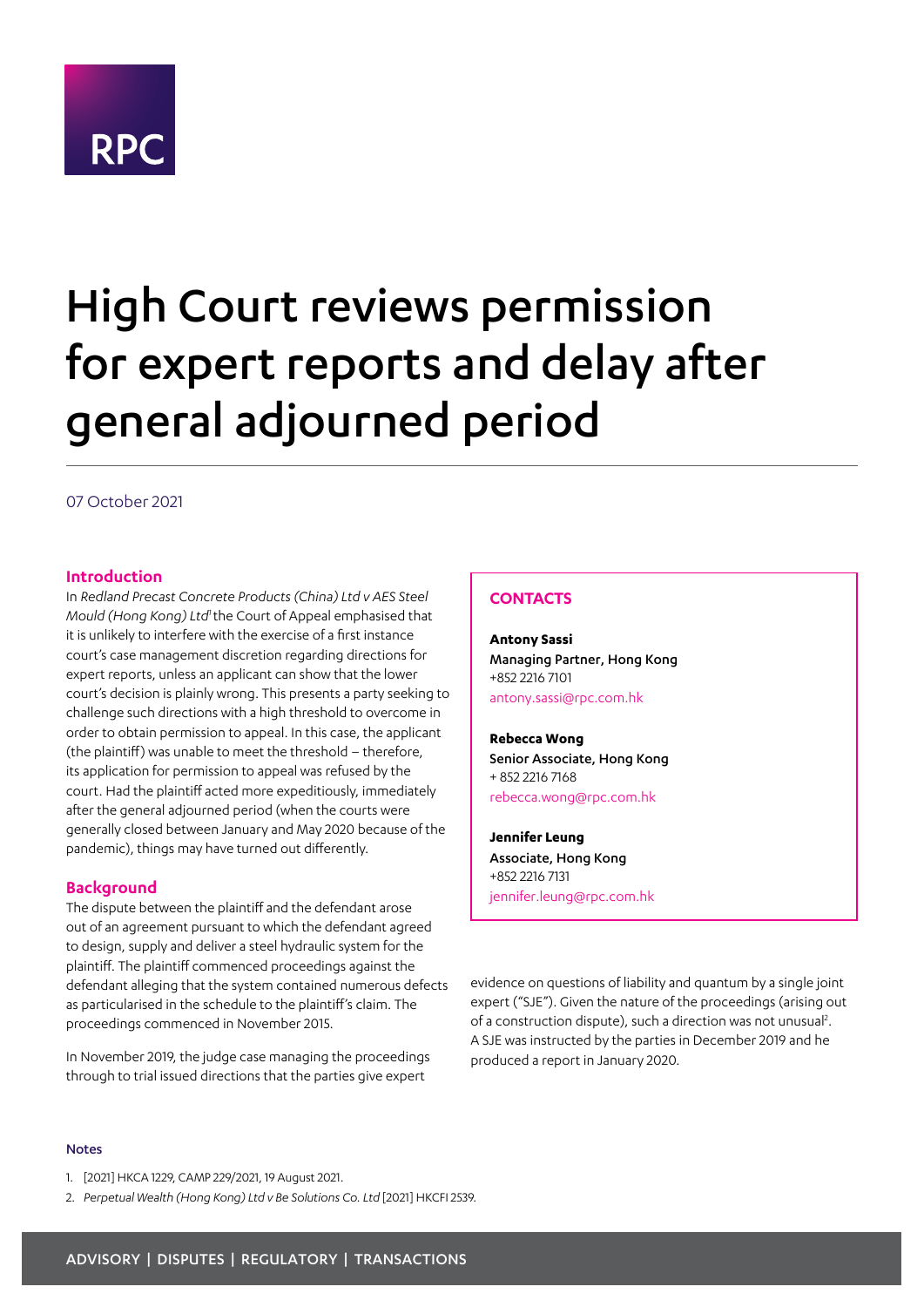RPC

# High Court reviews permission for expert reports and delay after general adjourned period

07 October 2021

## Introduction

In *Redland Precast Concrete Products (China) Ltd v AES Steel Mould (Hong Kong) Ltd*[1] the Court of Appeal emphasised that it is unlikely to interfere with the exercise of a first instance court's case management discretion regarding directions for expert reports, unless an applicant can show that the lower court's decision is plainly wrong. This presents a party seeking to challenge such directions with a high threshold to overcome in order to obtain permission to appeal. In this case, the applicant (the plaintiff) was unable to meet the threshold – therefore, its application for permission to appeal was refused by the court. Had the plaintiff acted more expeditiously, immediately after the general adjourned period (when the courts were generally closed between January and May 2020 because of the pandemic), things may have turned out differently.

## Background

The dispute between the plaintiff and the defendant arose out of an agreement pursuant to which the defendant agreed to design, supply and deliver a steel hydraulic system for the plaintiff. The plaintiff commenced proceedings against the defendant alleging that the system contained numerous defects as particularised in the schedule to the plaintiff's claim. The proceedings commenced in November 2015.

In November 2019, the judge case managing the proceedings through to trial issued directions that the parties give expert evidence on questions of liability and quantum by a single joint expert ("SJE"). Given the nature of the proceedings (arising out of a construction dispute), such a direction was not unusual[2]. A SJE was instructed by the parties in December 2019 and he produced a report in January 2020.

**CONTACTS**

**Antony Sassi**
Managing Partner, Hong Kong
+852 2216 7101
antony.sassi@rpc.com.hk

**Rebecca Wong**
Senior Associate, Hong Kong
+ 852 2216 7168
rebecca.wong@rpc.com.hk

**Jennifer Leung**
Associate, Hong Kong
+852 2216 7131
jennifer.leung@rpc.com.hk

**Notes**

1. [2021] HKCA 1229, CAMP 229/2021, 19 August 2021.
2. *Perpetual Wealth (Hong Kong) Ltd v Be Solutions Co. Ltd* [2021] HKCFI 2539.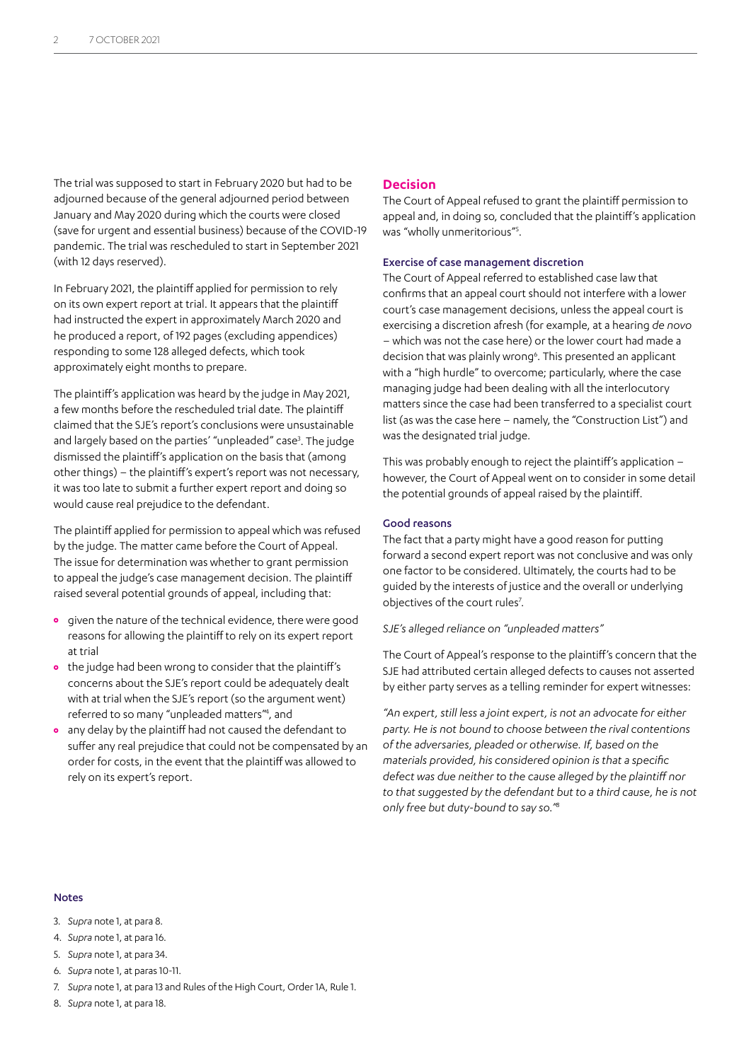The trial was supposed to start in February 2020 but had to be adjourned because of the general adjourned period between January and May 2020 during which the courts were closed (save for urgent and essential business) because of the COVID-19 pandemic. The trial was rescheduled to start in September 2021 (with 12 days reserved).

In February 2021, the plaintiff applied for permission to rely on its own expert report at trial. It appears that the plaintiff had instructed the expert in approximately March 2020 and he produced a report, of 192 pages (excluding appendices) responding to some 128 alleged defects, which took approximately eight months to prepare.

The plaintiff's application was heard by the judge in May 2021, a few months before the rescheduled trial date. The plaintiff claimed that the SJE's report's conclusions were unsustainable and largely based on the parties' "unpleaded" case[3]. The judge dismissed the plaintiff's application on the basis that (among other things) – the plaintiff's expert's report was not necessary, it was too late to submit a further expert report and doing so would cause real prejudice to the defendant.

The plaintiff applied for permission to appeal which was refused by the judge. The matter came before the Court of Appeal. The issue for determination was whether to grant permission to appeal the judge's case management decision. The plaintiff raised several potential grounds of appeal, including that:

- given the nature of the technical evidence, there were good reasons for allowing the plaintiff to rely on its expert report at trial
- the judge had been wrong to consider that the plaintiff's concerns about the SJE's report could be adequately dealt with at trial when the SJE's report (so the argument went) referred to so many "unpleaded matters"[4], and
- any delay by the plaintiff had not caused the defendant to suffer any real prejudice that could not be compensated by an order for costs, in the event that the plaintiff was allowed to rely on its expert's report.

## Decision

The Court of Appeal refused to grant the plaintiff permission to appeal and, in doing so, concluded that the plaintiff's application was "wholly unmeritorious"[5].

### Exercise of case management discretion

The Court of Appeal referred to established case law that confirms that an appeal court should not interfere with a lower court's case management decisions, unless the appeal court is exercising a discretion afresh (for example, at a hearing *de novo* – which was not the case here) or the lower court had made a decision that was plainly wrong[6]. This presented an applicant with a "high hurdle" to overcome; particularly, where the case managing judge had been dealing with all the interlocutory matters since the case had been transferred to a specialist court list (as was the case here – namely, the "Construction List") and was the designated trial judge.

This was probably enough to reject the plaintiff's application – however, the Court of Appeal went on to consider in some detail the potential grounds of appeal raised by the plaintiff.

### Good reasons

The fact that a party might have a good reason for putting forward a second expert report was not conclusive and was only one factor to be considered. Ultimately, the courts had to be guided by the interests of justice and the overall or underlying objectives of the court rules[7].

*SJE's alleged reliance on "unpleaded matters"*

The Court of Appeal's response to the plaintiff's concern that the SJE had attributed certain alleged defects to causes not asserted by either party serves as a telling reminder for expert witnesses:

*"An expert, still less a joint expert, is not an advocate for either party. He is not bound to choose between the rival contentions of the adversaries, pleaded or otherwise. If, based on the materials provided, his considered opinion is that a specific defect was due neither to the cause alleged by the plaintiff nor to that suggested by the defendant but to a third cause, he is not only free but duty-bound to say so."*[8]

### Notes

3. *Supra* note 1, at para 8.
4. *Supra* note 1, at para 16.
5. *Supra* note 1, at para 34.
6. *Supra* note 1, at paras 10-11.
7. *Supra* note 1, at para 13 and Rules of the High Court, Order 1A, Rule 1.
8. *Supra* note 1, at para 18.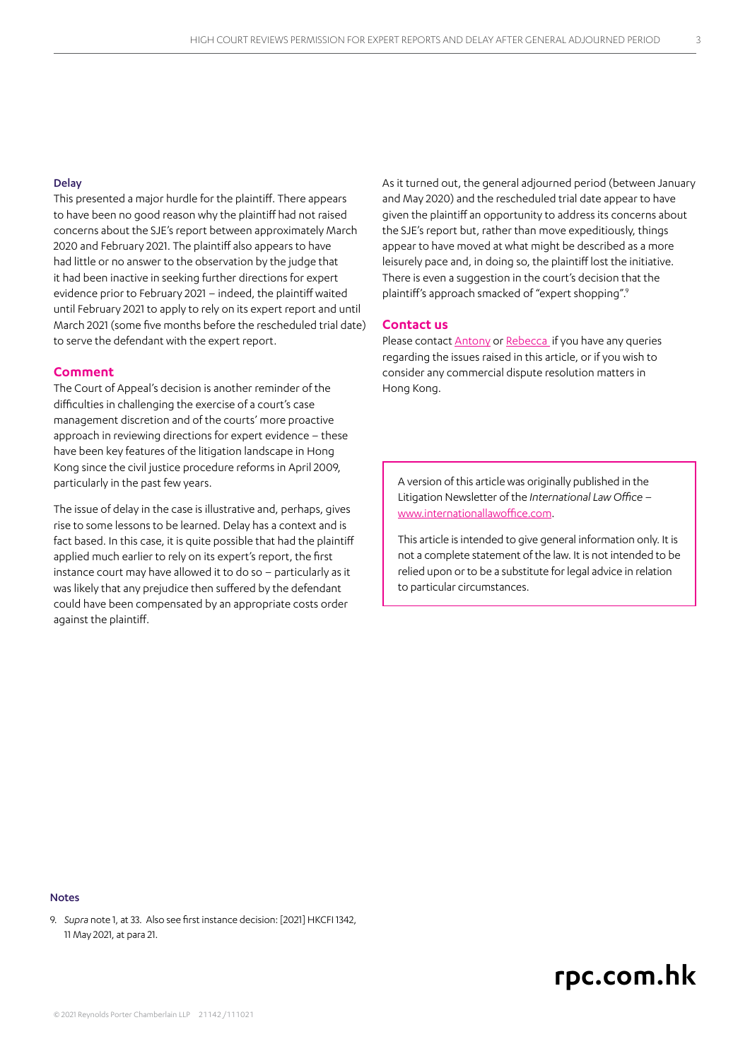### Delay

This presented a major hurdle for the plaintiff. There appears to have been no good reason why the plaintiff had not raised concerns about the SJE's report between approximately March 2020 and February 2021. The plaintiff also appears to have had little or no answer to the observation by the judge that it had been inactive in seeking further directions for expert evidence prior to February 2021 – indeed, the plaintiff waited until February 2021 to apply to rely on its expert report and until March 2021 (some five months before the rescheduled trial date) to serve the defendant with the expert report.

## Comment

The Court of Appeal's decision is another reminder of the difficulties in challenging the exercise of a court's case management discretion and of the courts' more proactive approach in reviewing directions for expert evidence – these have been key features of the litigation landscape in Hong Kong since the civil justice procedure reforms in April 2009, particularly in the past few years.

The issue of delay in the case is illustrative and, perhaps, gives rise to some lessons to be learned. Delay has a context and is fact based. In this case, it is quite possible that had the plaintiff applied much earlier to rely on its expert's report, the first instance court may have allowed it to do so – particularly as it was likely that any prejudice then suffered by the defendant could have been compensated by an appropriate costs order against the plaintiff.

As it turned out, the general adjourned period (between January and May 2020) and the rescheduled trial date appear to have given the plaintiff an opportunity to address its concerns about the SJE's report but, rather than move expeditiously, things appear to have moved at what might be described as a more leisurely pace and, in doing so, the plaintiff lost the initiative. There is even a suggestion in the court's decision that the plaintiff's approach smacked of "expert shopping".[9]

## Contact us

Please contact Antony or Rebecca if you have any queries regarding the issues raised in this article, or if you wish to consider any commercial dispute resolution matters in Hong Kong.

A version of this article was originally published in the Litigation Newsletter of the *International Law Office* – www.internationallawoffice.com.

This article is intended to give general information only. It is not a complete statement of the law. It is not intended to be relied upon or to be a substitute for legal advice in relation to particular circumstances.

### Notes

9. *Supra* note 1, at 33. Also see first instance decision: [2021] HKCFI 1342, 11 May 2021, at para 21.

rpc.com.hk

© 2021 Reynolds Porter Chamberlain LLP 21142 / 111021